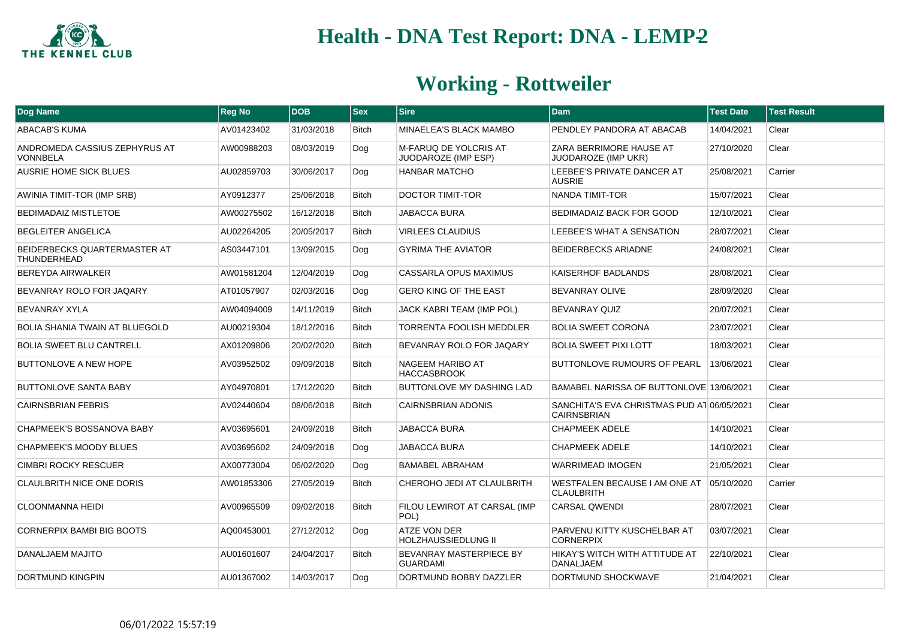# Health - DNA Test Report: DNA - LEMP2

## Working - Rottweiler

| Dog Name | Reg No | DOB | Sex | Sire | Dam | Test Date | Test Result |
|---|---|---|---|---|---|---|---|
| ABACAB'S KUMA | AV01423402 | 31/03/2018 | Bitch | MINAELEA'S BLACK MAMBO | PENDLEY PANDORA AT ABACAB | 14/04/2021 | Clear |
| ANDROMEDA CASSIUS ZEPHYRUS AT VONNBELA | AW00988203 | 08/03/2019 | Dog | M-FARUQ DE YOLCRIS AT JUODAROZE (IMP ESP) | ZARA BERRIMORE HAUSE AT JUODAROZE (IMP UKR) | 27/10/2020 | Clear |
| AUSRIE HOME SICK BLUES | AU02859703 | 30/06/2017 | Dog | HANBAR MATCHO | LEEBEE'S PRIVATE DANCER AT AUSRIE | 25/08/2021 | Carrier |
| AWINIA TIMIT-TOR (IMP SRB) | AY0912377 | 25/06/2018 | Bitch | DOCTOR TIMIT-TOR | NANDA TIMIT-TOR | 15/07/2021 | Clear |
| BEDIMADAIZ MISTLETOE | AW00275502 | 16/12/2018 | Bitch | JABACCA BURA | BEDIMADAIZ BACK FOR GOOD | 12/10/2021 | Clear |
| BEGLEITER ANGELICA | AU02264205 | 20/05/2017 | Bitch | VIRLEES CLAUDIUS | LEEBEE'S WHAT A SENSATION | 28/07/2021 | Clear |
| BEIDERBECKS QUARTERMASTER AT THUNDERHEAD | AS03447101 | 13/09/2015 | Dog | GYRIMA THE AVIATOR | BEIDERBECKS ARIADNE | 24/08/2021 | Clear |
| BEREYDA AIRWALKER | AW01581204 | 12/04/2019 | Dog | CASSARLA OPUS MAXIMUS | KAISERHOF BADLANDS | 28/08/2021 | Clear |
| BEVANRAY ROLO FOR JAQARY | AT01057907 | 02/03/2016 | Dog | GERO KING OF THE EAST | BEVANRAY OLIVE | 28/09/2020 | Clear |
| BEVANRAY XYLA | AW04094009 | 14/11/2019 | Bitch | JACK KABRI TEAM (IMP POL) | BEVANRAY QUIZ | 20/07/2021 | Clear |
| BOLIA SHANIA TWAIN AT BLUEGOLD | AU00219304 | 18/12/2016 | Bitch | TORRENTA FOOLISH MEDDLER | BOLIA SWEET CORONA | 23/07/2021 | Clear |
| BOLIA SWEET BLU CANTRELL | AX01209806 | 20/02/2020 | Bitch | BEVANRAY ROLO FOR JAQARY | BOLIA SWEET PIXI LOTT | 18/03/2021 | Clear |
| BUTTONLOVE A NEW HOPE | AV03952502 | 09/09/2018 | Bitch | NAGEEM HARIBO AT HACCASBROOK | BUTTONLOVE RUMOURS OF PEARL | 13/06/2021 | Clear |
| BUTTONLOVE SANTA BABY | AY04970801 | 17/12/2020 | Bitch | BUTTONLOVE MY DASHING LAD | BAMABEL NARISSA OF BUTTONLOVE | 13/06/2021 | Clear |
| CAIRNSBRIAN FEBRIS | AV02440604 | 08/06/2018 | Bitch | CAIRNSBRIAN ADONIS | SANCHITA'S EVA CHRISTMAS PUD AT CAIRNSBRIAN | 06/05/2021 | Clear |
| CHAPMEEK'S BOSSANOVA BABY | AV03695601 | 24/09/2018 | Bitch | JABACCA BURA | CHAPMEEK ADELE | 14/10/2021 | Clear |
| CHAPMEEK'S MOODY BLUES | AV03695602 | 24/09/2018 | Dog | JABACCA BURA | CHAPMEEK ADELE | 14/10/2021 | Clear |
| CIMBRI ROCKY RESCUER | AX00773004 | 06/02/2020 | Dog | BAMABEL ABRAHAM | WARRIMEAD IMOGEN | 21/05/2021 | Clear |
| CLAULBRITH NICE ONE DORIS | AW01853306 | 27/05/2019 | Bitch | CHEROHO JEDI AT CLAULBRITH | WESTFALEN BECAUSE I AM ONE AT CLAULBRITH | 05/10/2020 | Carrier |
| CLOONMANNA HEIDI | AV00965509 | 09/02/2018 | Bitch | FILOU LEWIROT AT CARSAL (IMP POL) | CARSAL QWENDI | 28/07/2021 | Clear |
| CORNERPIX BAMBI BIG BOOTS | AQ00453001 | 27/12/2012 | Dog | ATZE VON DER HOLZHAUSSIEDLUNG II | PARVENU KITTY KUSCHELBAR AT CORNERPIX | 03/07/2021 | Clear |
| DANALJAEM MAJITO | AU01601607 | 24/04/2017 | Bitch | BEVANRAY MASTERPIECE BY GUARDAMI | HIKAY'S WITCH WITH ATTITUDE AT DANALJAEM | 22/10/2021 | Clear |
| DORTMUND KINGPIN | AU01367002 | 14/03/2017 | Dog | DORTMUND BOBBY DAZZLER | DORTMUND SHOCKWAVE | 21/04/2021 | Clear |

06/01/2022 15:57:19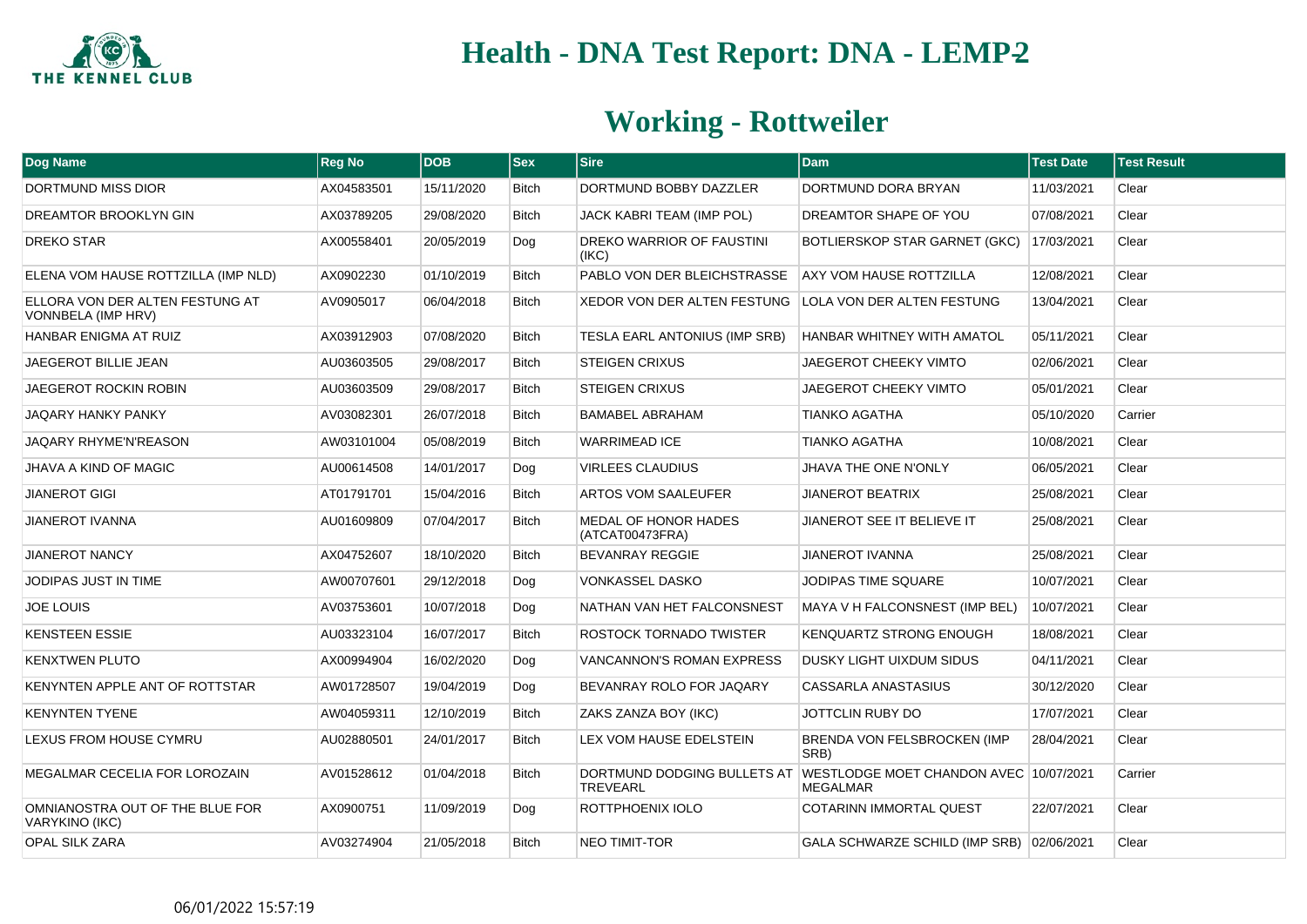# Health - DNA Test Report: DNA - LEMP2

## Working - Rottweiler

| Dog Name | Reg No | DOB | Sex | Sire | Dam | Test Date | Test Result |
|---|---|---|---|---|---|---|---|
| DORTMUND MISS DIOR | AX04583501 | 15/11/2020 | Bitch | DORTMUND BOBBY DAZZLER | DORTMUND DORA BRYAN | 11/03/2021 | Clear |
| DREAMTOR BROOKLYN GIN | AX03789205 | 29/08/2020 | Bitch | JACK KABRI TEAM (IMP POL) | DREAMTOR SHAPE OF YOU | 07/08/2021 | Clear |
| DREKO STAR | AX00558401 | 20/05/2019 | Dog | DREKO WARRIOR OF FAUSTINI (IKC) | BOTLIERSKOP STAR GARNET (GKC) | 17/03/2021 | Clear |
| ELENA VOM HAUSE ROTTZILLA (IMP NLD) | AX0902230 | 01/10/2019 | Bitch | PABLO VON DER BLEICHSTRASSE | AXY VOM HAUSE ROTTZILLA | 12/08/2021 | Clear |
| ELLORA VON DER ALTEN FESTUNG AT VONNBELA (IMP HRV) | AV0905017 | 06/04/2018 | Bitch | XEDOR VON DER ALTEN FESTUNG | LOLA VON DER ALTEN FESTUNG | 13/04/2021 | Clear |
| HANBAR ENIGMA AT RUIZ | AX03912903 | 07/08/2020 | Bitch | TESLA EARL ANTONIUS (IMP SRB) | HANBAR WHITNEY WITH AMATOL | 05/11/2021 | Clear |
| JAEGEROT BILLIE JEAN | AU03603505 | 29/08/2017 | Bitch | STEIGEN CRIXUS | JAEGEROT CHEEKY VIMTO | 02/06/2021 | Clear |
| JAEGEROT ROCKIN ROBIN | AU03603509 | 29/08/2017 | Bitch | STEIGEN CRIXUS | JAEGEROT CHEEKY VIMTO | 05/01/2021 | Clear |
| JAQARY HANKY PANKY | AV03082301 | 26/07/2018 | Bitch | BAMABEL ABRAHAM | TIANKO AGATHA | 05/10/2020 | Carrier |
| JAQARY RHYME'N'REASON | AW03101004 | 05/08/2019 | Bitch | WARRIMEAD ICE | TIANKO AGATHA | 10/08/2021 | Clear |
| JHAVA A KIND OF MAGIC | AU00614508 | 14/01/2017 | Dog | VIRLEES CLAUDIUS | JHAVA THE ONE N'ONLY | 06/05/2021 | Clear |
| JIANEROT GIGI | AT01791701 | 15/04/2016 | Bitch | ARTOS VOM SAALEUFER | JIANEROT BEATRIX | 25/08/2021 | Clear |
| JIANEROT IVANNA | AU01609809 | 07/04/2017 | Bitch | MEDAL OF HONOR HADES (ATCAT00473FRA) | JIANEROT SEE IT BELIEVE IT | 25/08/2021 | Clear |
| JIANEROT NANCY | AX04752607 | 18/10/2020 | Bitch | BEVANRAY REGGIE | JIANEROT IVANNA | 25/08/2021 | Clear |
| JODIPAS JUST IN TIME | AW00707601 | 29/12/2018 | Dog | VONKASSEL DASKO | JODIPAS TIME SQUARE | 10/07/2021 | Clear |
| JOE LOUIS | AV03753601 | 10/07/2018 | Dog | NATHAN VAN HET FALCONSNEST | MAYA V H FALCONSNEST (IMP BEL) | 10/07/2021 | Clear |
| KENSTEEN ESSIE | AU03323104 | 16/07/2017 | Bitch | ROSTOCK TORNADO TWISTER | KENQUARTZ STRONG ENOUGH | 18/08/2021 | Clear |
| KENXTWEN PLUTO | AX00994904 | 16/02/2020 | Dog | VANCANNON'S ROMAN EXPRESS | DUSKY LIGHT UIXDUM SIDUS | 04/11/2021 | Clear |
| KENYNTEN APPLE ANT OF ROTTSTAR | AW01728507 | 19/04/2019 | Dog | BEVANRAY ROLO FOR JAQARY | CASSARLA ANASTASIUS | 30/12/2020 | Clear |
| KENYNTEN TYENE | AW04059311 | 12/10/2019 | Bitch | ZAKS ZANZA BOY (IKC) | JOTTCLIN RUBY DO | 17/07/2021 | Clear |
| LEXUS FROM HOUSE CYMRU | AU02880501 | 24/01/2017 | Bitch | LEX VOM HAUSE EDELSTEIN | BRENDA VON FELSBROCKEN (IMP SRB) | 28/04/2021 | Clear |
| MEGALMAR CECELIA FOR LOROZAIN | AV01528612 | 01/04/2018 | Bitch | DORTMUND DODGING BULLETS AT TREVEARL | WESTLODGE MOET CHANDON AVEC MEGALMAR | 10/07/2021 | Carrier |
| OMNIANOSTRA OUT OF THE BLUE FOR VARYKINO (IKC) | AX0900751 | 11/09/2019 | Dog | ROTTPHOENIX IOLO | COTARINN IMMORTAL QUEST | 22/07/2021 | Clear |
| OPAL SILK ZARA | AV03274904 | 21/05/2018 | Bitch | NEO TIMIT-TOR | GALA SCHWARZE SCHILD (IMP SRB) | 02/06/2021 | Clear |

06/01/2022 15:57:19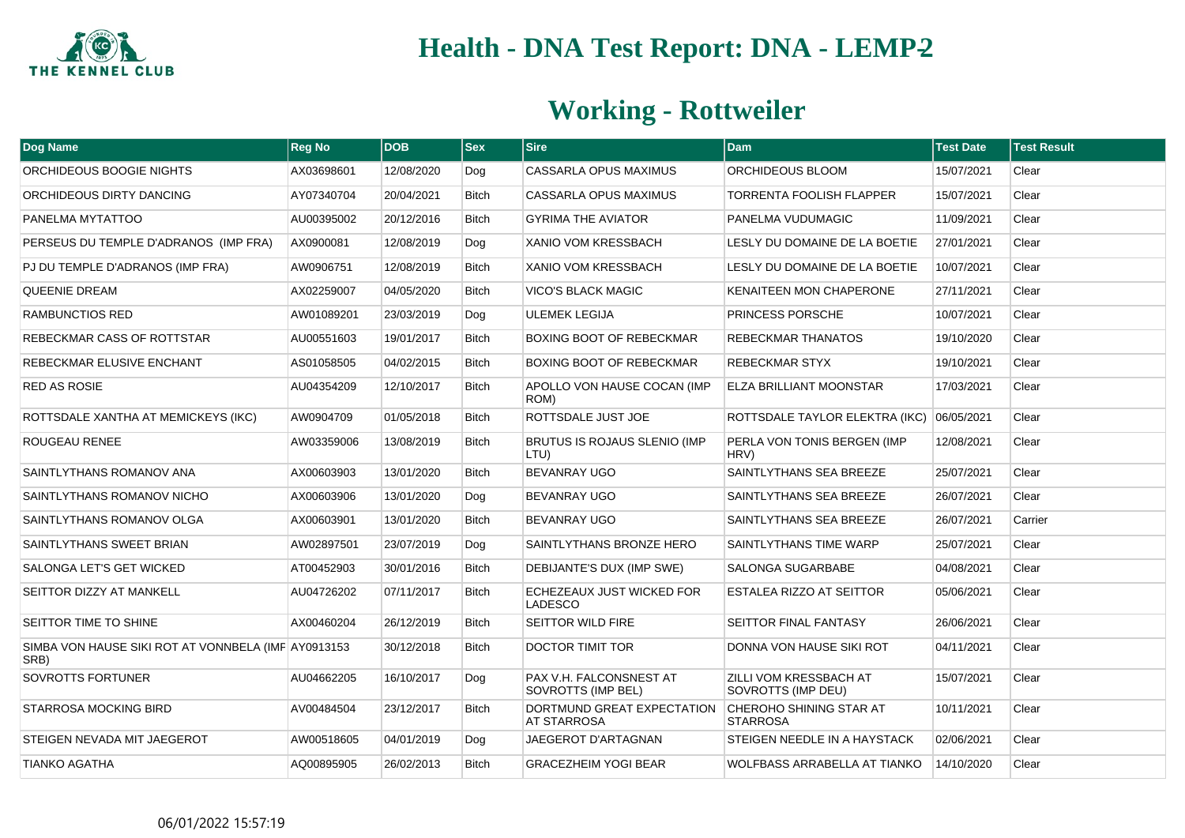# Health - DNA Test Report: DNA - LEMP2

## Working - Rottweiler

| Dog Name | Reg No | DOB | Sex | Sire | Dam | Test Date | Test Result |
|---|---|---|---|---|---|---|---|
| ORCHIDEOUS BOOGIE NIGHTS | AX03698601 | 12/08/2020 | Dog | CASSARLA OPUS MAXIMUS | ORCHIDEOUS BLOOM | 15/07/2021 | Clear |
| ORCHIDEOUS DIRTY DANCING | AY07340704 | 20/04/2021 | Bitch | CASSARLA OPUS MAXIMUS | TORRENTA FOOLISH FLAPPER | 15/07/2021 | Clear |
| PANELMA MYTATTOO | AU00395002 | 20/12/2016 | Bitch | GYRIMA THE AVIATOR | PANELMA VUDUMAGIC | 11/09/2021 | Clear |
| PERSEUS DU TEMPLE D'ADRANOS (IMP FRA) | AX0900081 | 12/08/2019 | Dog | XANIO VOM KRESSBACH | LESLY DU DOMAINE DE LA BOETIE | 27/01/2021 | Clear |
| PJ DU TEMPLE D'ADRANOS (IMP FRA) | AW0906751 | 12/08/2019 | Bitch | XANIO VOM KRESSBACH | LESLY DU DOMAINE DE LA BOETIE | 10/07/2021 | Clear |
| QUEENIE DREAM | AX02259007 | 04/05/2020 | Bitch | VICO'S BLACK MAGIC | KENAITEEN MON CHAPERONE | 27/11/2021 | Clear |
| RAMBUNCTIOS RED | AW01089201 | 23/03/2019 | Dog | ULEMEK LEGIJA | PRINCESS PORSCHE | 10/07/2021 | Clear |
| REBECKMAR CASS OF ROTTSTAR | AU00551603 | 19/01/2017 | Bitch | BOXING BOOT OF REBECKMAR | REBECKMAR THANATOS | 19/10/2020 | Clear |
| REBECKMAR ELUSIVE ENCHANT | AS01058505 | 04/02/2015 | Bitch | BOXING BOOT OF REBECKMAR | REBECKMAR STYX | 19/10/2021 | Clear |
| RED AS ROSIE | AU04354209 | 12/10/2017 | Bitch | APOLLO VON HAUSE COCAN (IMP ROM) | ELZA BRILLIANT MOONSTAR | 17/03/2021 | Clear |
| ROTTSDALE XANTHA AT MEMICKEYS (IKC) | AW0904709 | 01/05/2018 | Bitch | ROTTSDALE JUST JOE | ROTTSDALE TAYLOR ELEKTRA (IKC) | 06/05/2021 | Clear |
| ROUGEAU RENEE | AW03359006 | 13/08/2019 | Bitch | BRUTUS IS ROJAUS SLENIO (IMP LTU) | PERLA VON TONIS BERGEN (IMP HRV) | 12/08/2021 | Clear |
| SAINTLYTHANS ROMANOV ANA | AX00603903 | 13/01/2020 | Bitch | BEVANRAY UGO | SAINTLYTHANS SEA BREEZE | 25/07/2021 | Clear |
| SAINTLYTHANS ROMANOV NICHO | AX00603906 | 13/01/2020 | Dog | BEVANRAY UGO | SAINTLYTHANS SEA BREEZE | 26/07/2021 | Clear |
| SAINTLYTHANS ROMANOV OLGA | AX00603901 | 13/01/2020 | Bitch | BEVANRAY UGO | SAINTLYTHANS SEA BREEZE | 26/07/2021 | Carrier |
| SAINTLYTHANS SWEET BRIAN | AW02897501 | 23/07/2019 | Dog | SAINTLYTHANS BRONZE HERO | SAINTLYTHANS TIME WARP | 25/07/2021 | Clear |
| SALONGA LET'S GET WICKED | AT00452903 | 30/01/2016 | Bitch | DEBIJANTE'S DUX (IMP SWE) | SALONGA SUGARBABE | 04/08/2021 | Clear |
| SEITTOR DIZZY AT MANKELL | AU04726202 | 07/11/2017 | Bitch | ECHEZEAUX JUST WICKED FOR LADESCO | ESTALEA RIZZO AT SEITTOR | 05/06/2021 | Clear |
| SEITTOR TIME TO SHINE | AX00460204 | 26/12/2019 | Bitch | SEITTOR WILD FIRE | SEITTOR FINAL FANTASY | 26/06/2021 | Clear |
| SIMBA VON HAUSE SIKI ROT AT VONNBELA (IMP SRB) | AY0913153 | 30/12/2018 | Bitch | DOCTOR TIMIT TOR | DONNA VON HAUSE SIKI ROT | 04/11/2021 | Clear |
| SOVROTTS FORTUNER | AU04662205 | 16/10/2017 | Dog | PAX V.H. FALCONSNEST AT SOVROTTS (IMP BEL) | ZILLI VOM KRESSBACH AT SOVROTTS (IMP DEU) | 15/07/2021 | Clear |
| STARROSA MOCKING BIRD | AV00484504 | 23/12/2017 | Bitch | DORTMUND GREAT EXPECTATION AT STARROSA | CHEROHO SHINING STAR AT STARROSA | 10/11/2021 | Clear |
| STEIGEN NEVADA MIT JAEGEROT | AW00518605 | 04/01/2019 | Dog | JAEGEROT D'ARTAGNAN | STEIGEN NEEDLE IN A HAYSTACK | 02/06/2021 | Clear |
| TIANKO AGATHA | AQ00895905 | 26/02/2013 | Bitch | GRACEZHEIM YOGI BEAR | WOLFBASS ARRABELLA AT TIANKO | 14/10/2020 | Clear |

06/01/2022 15:57:19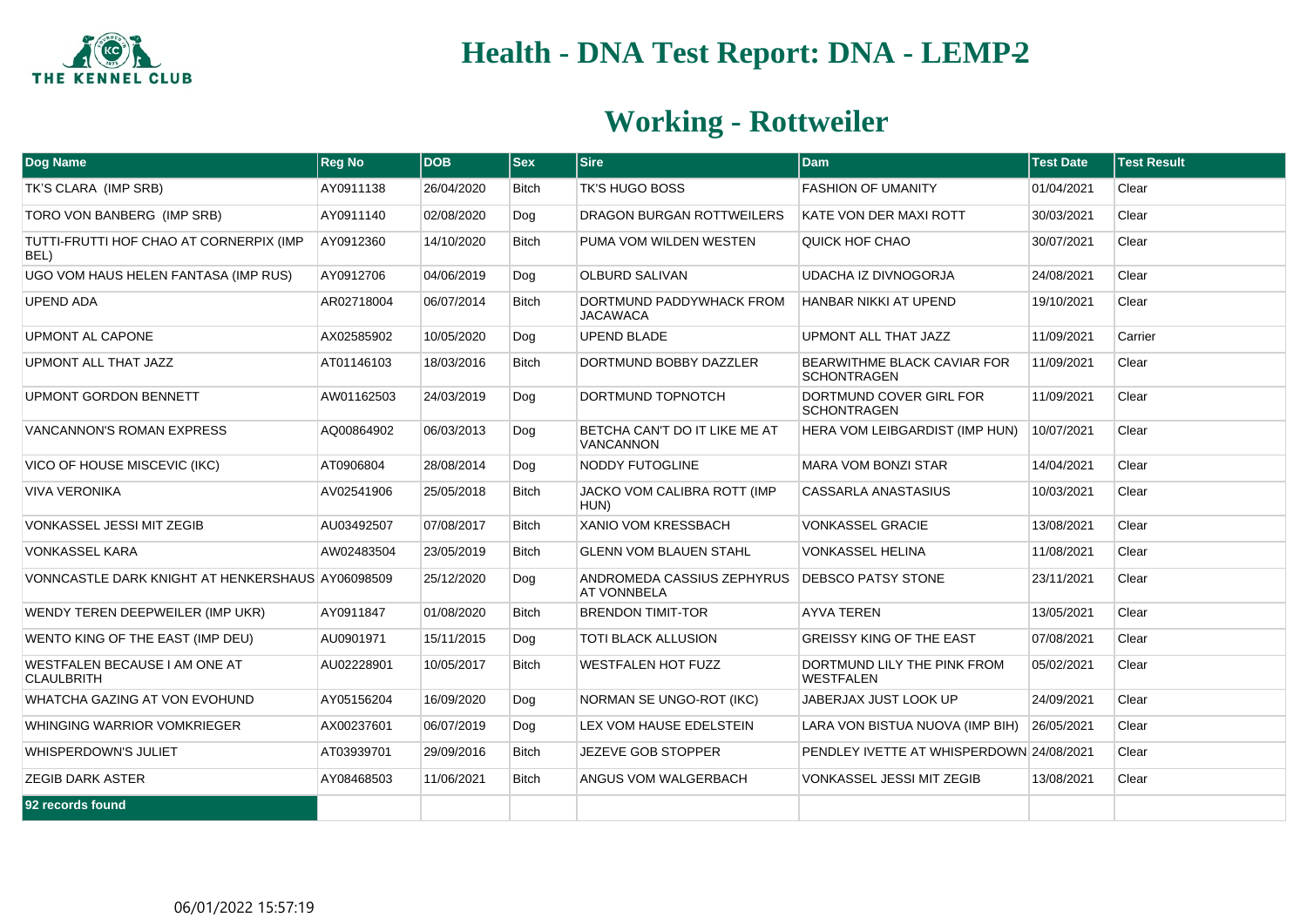# Health - DNA Test Report: DNA - LEMP2

## Working - Rottweiler

| Dog Name | Reg No | DOB | Sex | Sire | Dam | Test Date | Test Result |
|---|---|---|---|---|---|---|---|
| TK'S CLARA (IMP SRB) | AY0911138 | 26/04/2020 | Bitch | TK'S HUGO BOSS | FASHION OF UMANITY | 01/04/2021 | Clear |
| TORO VON BANBERG (IMP SRB) | AY0911140 | 02/08/2020 | Dog | DRAGON BURGAN ROTTWEILERS | KATE VON DER MAXI ROTT | 30/03/2021 | Clear |
| TUTTI-FRUTTI HOF CHAO AT CORNERPIX (IMP BEL) | AY0912360 | 14/10/2020 | Bitch | PUMA VOM WILDEN WESTEN | QUICK HOF CHAO | 30/07/2021 | Clear |
| UGO VOM HAUS HELEN FANTASA (IMP RUS) | AY0912706 | 04/06/2019 | Dog | OLBURD SALIVAN | UDACHA IZ DIVNOGORJA | 24/08/2021 | Clear |
| UPEND ADA | AR02718004 | 06/07/2014 | Bitch | DORTMUND PADDYWHACK FROM JACAWACA | HANBAR NIKKI AT UPEND | 19/10/2021 | Clear |
| UPMONT AL CAPONE | AX02585902 | 10/05/2020 | Dog | UPEND BLADE | UPMONT ALL THAT JAZZ | 11/09/2021 | Carrier |
| UPMONT ALL THAT JAZZ | AT01146103 | 18/03/2016 | Bitch | DORTMUND BOBBY DAZZLER | BEARWITHME BLACK CAVIAR FOR SCHONTRAGEN | 11/09/2021 | Clear |
| UPMONT GORDON BENNETT | AW01162503 | 24/03/2019 | Dog | DORTMUND TOPNOTCH | DORTMUND COVER GIRL FOR SCHONTRAGEN | 11/09/2021 | Clear |
| VANCANNON'S ROMAN EXPRESS | AQ00864902 | 06/03/2013 | Dog | BETCHA CAN'T DO IT LIKE ME AT VANCANNON | HERA VOM LEIBGARDIST (IMP HUN) | 10/07/2021 | Clear |
| VICO OF HOUSE MISCEVIC (IKC) | AT0906804 | 28/08/2014 | Dog | NODDY FUTOGLINE | MARA VOM BONZI STAR | 14/04/2021 | Clear |
| VIVA VERONIKA | AV02541906 | 25/05/2018 | Bitch | JACKO VOM CALIBRA ROTT (IMP HUN) | CASSARLA ANASTASIUS | 10/03/2021 | Clear |
| VONKASSEL JESSI MIT ZEGIB | AU03492507 | 07/08/2017 | Bitch | XANIO VOM KRESSBACH | VONKASSEL GRACIE | 13/08/2021 | Clear |
| VONKASSEL KARA | AW02483504 | 23/05/2019 | Bitch | GLENN VOM BLAUEN STAHL | VONKASSEL HELINA | 11/08/2021 | Clear |
| VONNCASTLE DARK KNIGHT AT HENKERSHAUS | AY06098509 | 25/12/2020 | Dog | ANDROMEDA CASSIUS ZEPHYRUS AT VONNBELA | DEBSCO PATSY STONE | 23/11/2021 | Clear |
| WENDY TEREN DEEPWEILER (IMP UKR) | AY0911847 | 01/08/2020 | Bitch | BRENDON TIMIT-TOR | AYVA TEREN | 13/05/2021 | Clear |
| WENTO KING OF THE EAST (IMP DEU) | AU0901971 | 15/11/2015 | Dog | TOTI BLACK ALLUSION | GREISSY KING OF THE EAST | 07/08/2021 | Clear |
| WESTFALEN BECAUSE I AM ONE AT CLAULBRITH | AU02228901 | 10/05/2017 | Bitch | WESTFALEN HOT FUZZ | DORTMUND LILY THE PINK FROM WESTFALEN | 05/02/2021 | Clear |
| WHATCHA GAZING AT VON EVOHUND | AY05156204 | 16/09/2020 | Dog | NORMAN SE UNGO-ROT (IKC) | JABERJAX JUST LOOK UP | 24/09/2021 | Clear |
| WHINGING WARRIOR VOMKRIEGER | AX00237601 | 06/07/2019 | Dog | LEX VOM HAUSE EDELSTEIN | LARA VON BISTUA NUOVA (IMP BIH) | 26/05/2021 | Clear |
| WHISPERDOWN'S JULIET | AT03939701 | 29/09/2016 | Bitch | JEZEVE GOB STOPPER | PENDLEY IVETTE AT WHISPERDOWN | 24/08/2021 | Clear |
| ZEGIB DARK ASTER | AY08468503 | 11/06/2021 | Bitch | ANGUS VOM WALGERBACH | VONKASSEL JESSI MIT ZEGIB | 13/08/2021 | Clear |
| **92 records found** | | | | | | | |

06/01/2022 15:57:19